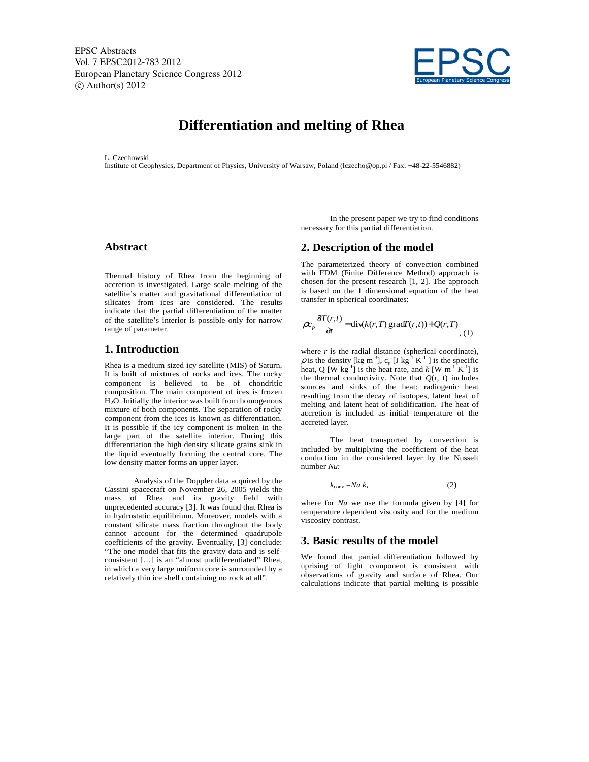EPSC Abstracts
Vol. 7 EPSC2012-783 2012
European Planetary Science Congress 2012
© Author(s) 2012

# Differentiation and melting of Rhea

L. Czechowski
Institute of Geophysics, Department of Physics, University of Warsaw, Poland (lczecho@op.pl / Fax: +48-22-5546882)

## Abstract

Thermal history of Rhea from the beginning of accretion is investigated. Large scale melting of the satellite's matter and gravitational differentiation of silicates from ices are considered. The results indicate that the partial differentiation of the matter of the satellite's interior is possible only for narrow range of parameter.

## 1. Introduction

Rhea is a medium sized icy satellite (MIS) of Saturn. It is built of mixtures of rocks and ices. The rocky component is believed to be of chondritic composition. The main component of ices is frozen $H_2O$. Initially the interior was built from homogenous mixture of both components. The separation of rocky component from the ices is known as differentiation. It is possible if the icy component is molten in the large part of the satellite interior. During this differentiation the high density silicate grains sink in the liquid eventually forming the central core. The low density matter forms an upper layer.

Analysis of the Doppler data acquired by the Cassini spacecraft on November 26, 2005 yields the mass of Rhea and its gravity field with unprecedented accuracy [3]. It was found that Rhea is in hydrostatic equilibrium. Moreover, models with a constant silicate mass fraction throughout the body cannot account for the determined quadrupole coefficients of the gravity. Eventually, [3] conclude: "The one model that fits the gravity data and is self-consistent [...] is an "almost undifferentiated" Rhea, in which a very large uniform core is surrounded by a relatively thin ice shell containing no rock at all".

In the present paper we try to find conditions necessary for this partial differentiation.

## 2. Description of the model

The parameterized theory of convection combined with FDM (Finite Difference Method) approach is chosen for the present research [1, 2]. The approach is based on the 1 dimensional equation of the heat transfer in spherical coordinates:

$$\rho c_p \frac{\partial T(r,t)}{\partial t} = \mathrm{div}(k(r,T)\,\mathrm{grad}T(r,t)) + Q(r,T) \quad , (1)$$

where $r$ is the radial distance (spherical coordinate), $\rho$ is the density [kg m$^{-3}$], $c_p$ [J kg$^{-1}$ K$^{-1}$ ] is the specific heat, Q [W kg$^{-1}$] is the heat rate, and $k$ [W m$^{-1}$ K$^{-1}$] is the thermal conductivity. Note that $Q$(r, t) includes sources and sinks of the heat: radiogenic heat resulting from the decay of isotopes, latent heat of melting and latent heat of solidification. The heat of accretion is included as initial temperature of the accreted layer.

The heat transported by convection is included by multiplying the coefficient of the heat conduction in the considered layer by the Nusselt number $Nu$:

$$k_{\mathrm{conv}} = Nu\, k, \quad (2)$$

where for $Nu$ we use the formula given by [4] for temperature dependent viscosity and for the medium viscosity contrast.

## 3. Basic results of the model

We found that partial differentiation followed by uprising of light component is consistent with observations of gravity and surface of Rhea. Our calculations indicate that partial melting is possible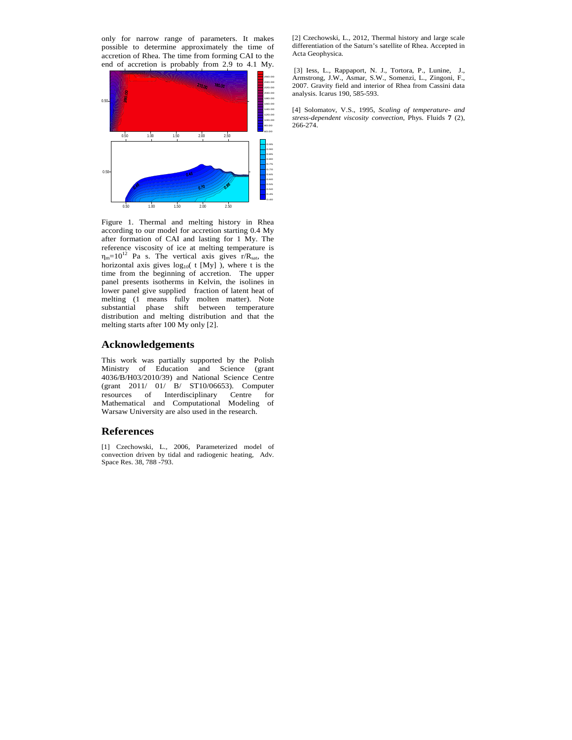only for narrow range of parameters. It makes possible to determine approximately the time of accretion of Rhea. The time from forming CAI to the end of accretion is probably from 2.9 to 4.1 My.

260.00
240.00
220.00
200.00
180.00
160.00
140.00
120.00
100.00
80.00
60.00

270.00
180.00
250.00
0.50
0.50
1.00
1.50
2.00
2.50

0.95
0.90
0.85
0.80
0.75
0.70
0.65
0.60
0.55
0.50
0.45
0.40

0.50
0.45
0.70
0.95
0.45
0.50
1.00
1.50
2.00
2.50

Figure 1. Thermal and melting history in Rhea according to our model for accretion starting 0.4 My after formation of CAI and lasting for 1 My. The reference viscosity of ice at melting temperature is $\eta_m=10^{12}$ Pa s. The vertical axis gives $r/R_{sat}$, the horizontal axis gives $\log_{10}$( t [My] ), where t is the time from the beginning of accretion. The upper panel presents isotherms in Kelvin, the isolines in lower panel give supplied fraction of latent heat of melting (1 means fully molten matter). Note substantial phase shift between temperature distribution and melting distribution and that the melting starts after 100 My only [2].

## Acknowledgements

This work was partially supported by the Polish Ministry of Education and Science (grant 4036/B/H03/2010/39) and National Science Centre (grant 2011/ 01/ B/ ST10/06653). Computer resources of Interdisciplinary Centre for Mathematical and Computational Modeling of Warsaw University are also used in the research.

## References

[1] Czechowski, L., 2006, Parameterized model of convection driven by tidal and radiogenic heating, Adv. Space Res. 38, 788 -793.

[2] Czechowski, L., 2012, Thermal history and large scale differentiation of the Saturn's satellite of Rhea. Accepted in Acta Geophysica.

[3] Iess, L., Rappaport, N. J., Tortora, P., Lunine, J., Armstrong, J.W., Asmar, S.W., Somenzi, L., Zingoni, F., 2007. Gravity field and interior of Rhea from Cassini data analysis. Icarus 190, 585-593.

[4] Solomatov, V.S., 1995, *Scaling of temperature- and stress-dependent viscosity convection*, Phys. Fluids **7** (2), 266-274.